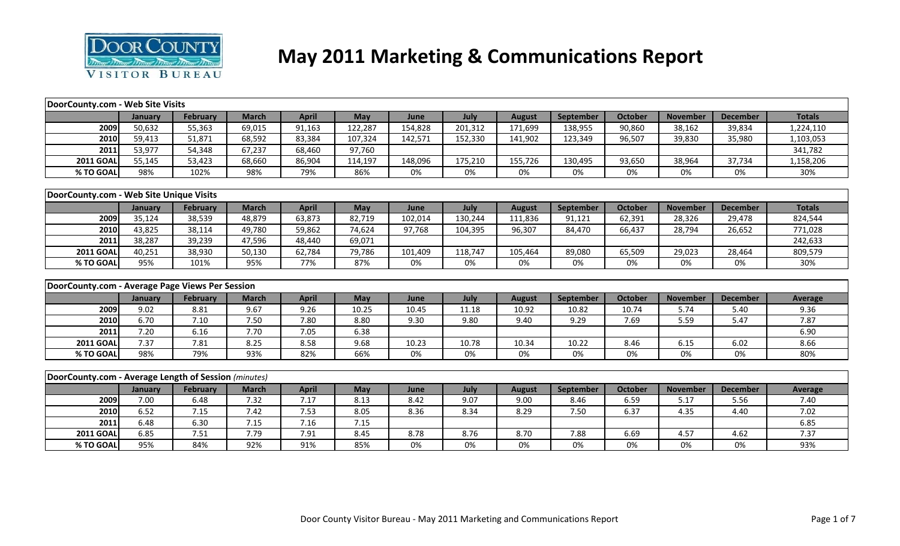# May 2011 Marketing & Communications Report

Door County Visitor Bureau

**DoorCounty.com - Web Site Visits**

| | January | February | March | April | May | June | July | August | September | October | November | December | Totals |
|---|---|---|---|---|---|---|---|---|---|---|---|---|---|
| **2009** | 50,632 | 55,363 | 69,015 | 91,163 | 122,287 | 154,828 | 201,312 | 171,699 | 138,955 | 90,860 | 38,162 | 39,834 | 1,224,110 |
| **2010** | 59,413 | 51,871 | 68,592 | 83,384 | 107,324 | 142,571 | 152,330 | 141,902 | 123,349 | 96,507 | 39,830 | 35,980 | 1,103,053 |
| **2011** | 53,977 | 54,348 | 67,237 | 68,460 | 97,760 | | | | | | | | 341,782 |
| **2011 GOAL** | 55,145 | 53,423 | 68,660 | 86,904 | 114,197 | 148,096 | 175,210 | 155,726 | 130,495 | 93,650 | 38,964 | 37,734 | 1,158,206 |
| **% TO GOAL** | 98% | 102% | 98% | 79% | 86% | 0% | 0% | 0% | 0% | 0% | 0% | 0% | 30% |

**DoorCounty.com - Web Site Unique Visits**

| | January | February | March | April | May | June | July | August | September | October | November | December | Totals |
|---|---|---|---|---|---|---|---|---|---|---|---|---|---|
| **2009** | 35,124 | 38,539 | 48,879 | 63,873 | 82,719 | 102,014 | 130,244 | 111,836 | 91,121 | 62,391 | 28,326 | 29,478 | 824,544 |
| **2010** | 43,825 | 38,114 | 49,780 | 59,862 | 74,624 | 97,768 | 104,395 | 96,307 | 84,470 | 66,437 | 28,794 | 26,652 | 771,028 |
| **2011** | 38,287 | 39,239 | 47,596 | 48,440 | 69,071 | | | | | | | | 242,633 |
| **2011 GOAL** | 40,251 | 38,930 | 50,130 | 62,784 | 79,786 | 101,409 | 118,747 | 105,464 | 89,080 | 65,509 | 29,023 | 28,464 | 809,579 |
| **% TO GOAL** | 95% | 101% | 95% | 77% | 87% | 0% | 0% | 0% | 0% | 0% | 0% | 0% | 30% |

**DoorCounty.com - Average Page Views Per Session**

| | January | February | March | April | May | June | July | August | September | October | November | December | Average |
|---|---|---|---|---|---|---|---|---|---|---|---|---|---|
| **2009** | 9.02 | 8.81 | 9.67 | 9.26 | 10.25 | 10.45 | 11.18 | 10.92 | 10.82 | 10.74 | 5.74 | 5.40 | 9.36 |
| **2010** | 6.70 | 7.10 | 7.50 | 7.80 | 8.80 | 9.30 | 9.80 | 9.40 | 9.29 | 7.69 | 5.59 | 5.47 | 7.87 |
| **2011** | 7.20 | 6.16 | 7.70 | 7.05 | 6.38 | | | | | | | | 6.90 |
| **2011 GOAL** | 7.37 | 7.81 | 8.25 | 8.58 | 9.68 | 10.23 | 10.78 | 10.34 | 10.22 | 8.46 | 6.15 | 6.02 | 8.66 |
| **% TO GOAL** | 98% | 79% | 93% | 82% | 66% | 0% | 0% | 0% | 0% | 0% | 0% | 0% | 80% |

**DoorCounty.com - Average Length of Session** *(minutes)*

| | January | February | March | April | May | June | July | August | September | October | November | December | Average |
|---|---|---|---|---|---|---|---|---|---|---|---|---|---|
| **2009** | 7.00 | 6.48 | 7.32 | 7.17 | 8.13 | 8.42 | 9.07 | 9.00 | 8.46 | 6.59 | 5.17 | 5.56 | 7.40 |
| **2010** | 6.52 | 7.15 | 7.42 | 7.53 | 8.05 | 8.36 | 8.34 | 8.29 | 7.50 | 6.37 | 4.35 | 4.40 | 7.02 |
| **2011** | 6.48 | 6.30 | 7.15 | 7.16 | 7.15 | | | | | | | | 6.85 |
| **2011 GOAL** | 6.85 | 7.51 | 7.79 | 7.91 | 8.45 | 8.78 | 8.76 | 8.70 | 7.88 | 6.69 | 4.57 | 4.62 | 7.37 |
| **% TO GOAL** | 95% | 84% | 92% | 91% | 85% | 0% | 0% | 0% | 0% | 0% | 0% | 0% | 93% |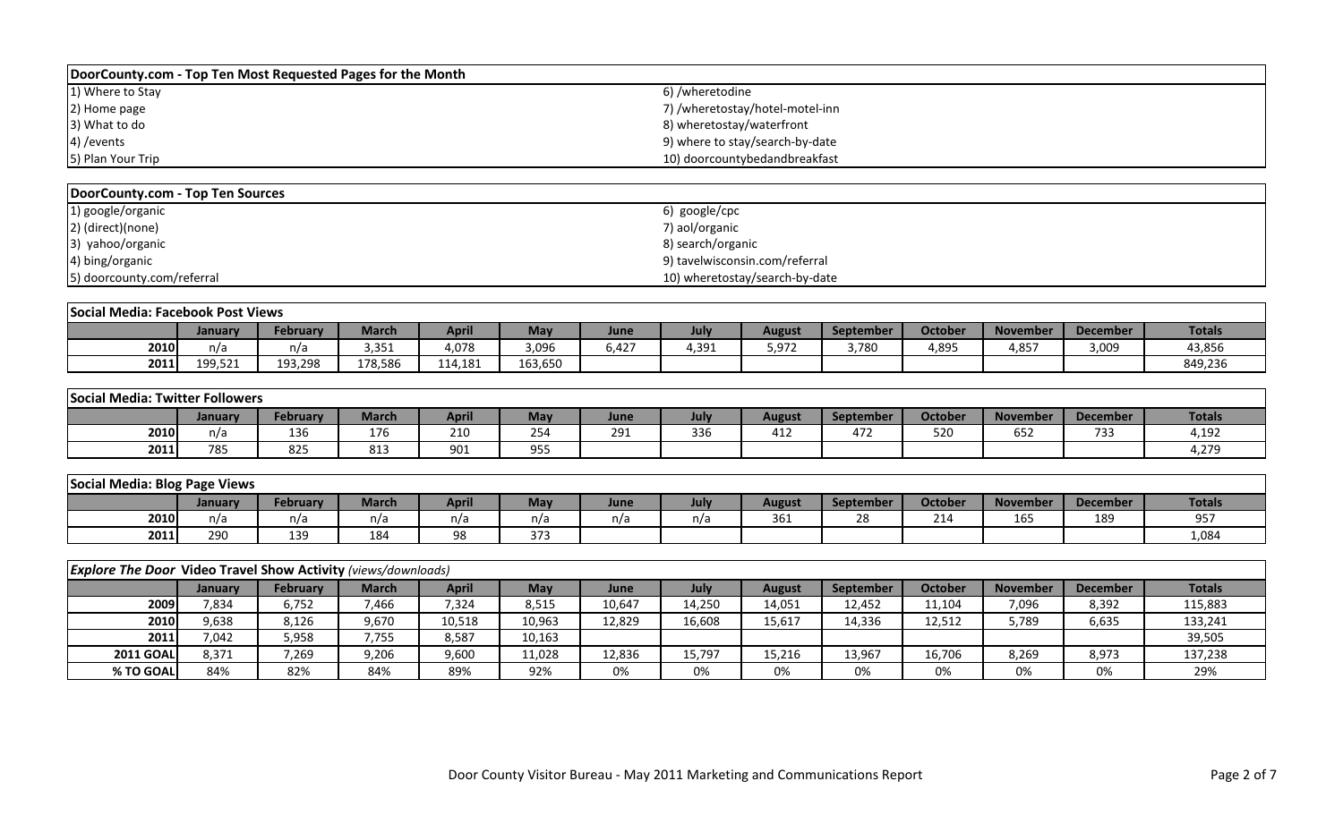## DoorCounty.com - Top Ten Most Requested Pages for the Month

| | |
|---|---|
| 1) Where to Stay | 6) /wheretodine |
| 2) Home page | 7) /wheretostay/hotel-motel-inn |
| 3) What to do | 8) wheretostay/waterfront |
| 4) /events | 9) where to stay/search-by-date |
| 5) Plan Your Trip | 10) doorcountybedandbreakfast |

## DoorCounty.com - Top Ten Sources

| | |
|---|---|
| 1) google/organic | 6) google/cpc |
| 2) (direct)(none) | 7) aol/organic |
| 3) yahoo/organic | 8) search/organic |
| 4) bing/organic | 9) tavelwisconsin.com/referral |
| 5) doorcounty.com/referral | 10) wheretostay/search-by-date |

## Social Media: Facebook Post Views

| | January | February | March | April | May | June | July | August | September | October | November | December | Totals |
|---|---|---|---|---|---|---|---|---|---|---|---|---|---|
| 2010 | n/a | n/a | 3,351 | 4,078 | 3,096 | 6,427 | 4,391 | 5,972 | 3,780 | 4,895 | 4,857 | 3,009 | 43,856 |
| 2011 | 199,521 | 193,298 | 178,586 | 114,181 | 163,650 | | | | | | | | 849,236 |

## Social Media: Twitter Followers

| | January | February | March | April | May | June | July | August | September | October | November | December | Totals |
|---|---|---|---|---|---|---|---|---|---|---|---|---|---|
| 2010 | n/a | 136 | 176 | 210 | 254 | 291 | 336 | 412 | 472 | 520 | 652 | 733 | 4,192 |
| 2011 | 785 | 825 | 813 | 901 | 955 | | | | | | | | 4,279 |

## Social Media: Blog Page Views

| | January | February | March | April | May | June | July | August | September | October | November | December | Totals |
|---|---|---|---|---|---|---|---|---|---|---|---|---|---|
| 2010 | n/a | n/a | n/a | n/a | n/a | n/a | n/a | 361 | 28 | 214 | 165 | 189 | 957 |
| 2011 | 290 | 139 | 184 | 98 | 373 | | | | | | | | 1,084 |

## *Explore The Door* Video Travel Show Activity *(views/downloads)*

| | January | February | March | April | May | June | July | August | September | October | November | December | Totals |
|---|---|---|---|---|---|---|---|---|---|---|---|---|---|
| 2009 | 7,834 | 6,752 | 7,466 | 7,324 | 8,515 | 10,647 | 14,250 | 14,051 | 12,452 | 11,104 | 7,096 | 8,392 | 115,883 |
| 2010 | 9,638 | 8,126 | 9,670 | 10,518 | 10,963 | 12,829 | 16,608 | 15,617 | 14,336 | 12,512 | 5,789 | 6,635 | 133,241 |
| 2011 | 7,042 | 5,958 | 7,755 | 8,587 | 10,163 | | | | | | | | 39,505 |
| 2011 GOAL | 8,371 | 7,269 | 9,206 | 9,600 | 11,028 | 12,836 | 15,797 | 15,216 | 13,967 | 16,706 | 8,269 | 8,973 | 137,238 |
| % TO GOAL | 84% | 82% | 84% | 89% | 92% | 0% | 0% | 0% | 0% | 0% | 0% | 0% | 29% |

Door County Visitor Bureau - May 2011 Marketing and Communications Report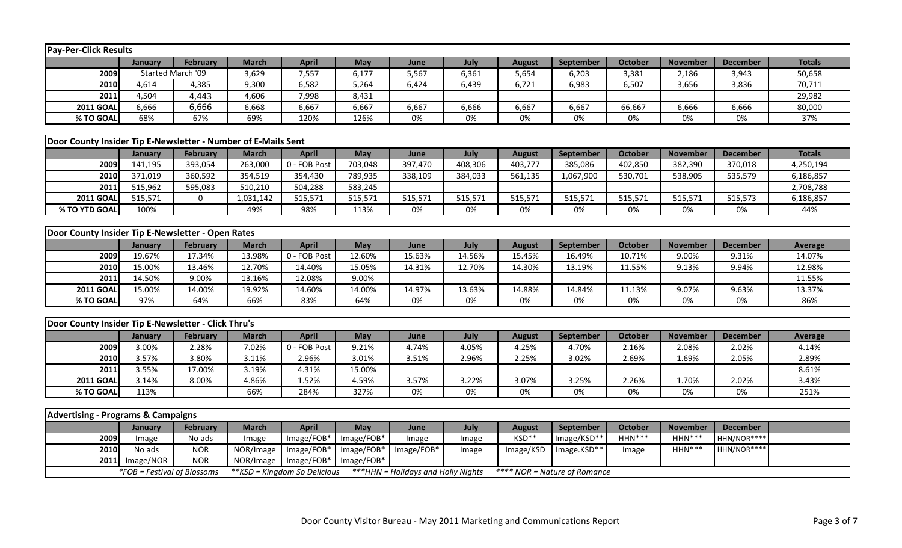| Pay-Per-Click Results | | | | | | | | | | | | | |
|---|---|---|---|---|---|---|---|---|---|---|---|---|---|
| | January | February | March | April | May | June | July | August | September | October | November | December | Totals |
| 2009 | Started March '09 | | 3,629 | 7,557 | 6,177 | 5,567 | 6,361 | 5,654 | 6,203 | 3,381 | 2,186 | 3,943 | 50,658 |
| 2010 | 4,614 | 4,385 | 9,300 | 6,582 | 5,264 | 6,424 | 6,439 | 6,721 | 6,983 | 6,507 | 3,656 | 3,836 | 70,711 |
| 2011 | 4,504 | 4,443 | 4,606 | 7,998 | 8,431 | | | | | | | | 29,982 |
| 2011 GOAL | 6,666 | 6,666 | 6,668 | 6,667 | 6,667 | 6,667 | 6,666 | 6,667 | 6,667 | 66,667 | 6,666 | 6,666 | 80,000 |
| % TO GOAL | 68% | 67% | 69% | 120% | 126% | 0% | 0% | 0% | 0% | 0% | 0% | 0% | 37% |

| Door County Insider Tip E-Newsletter - Number of E-Mails Sent | | | | | | | | | | | | | |
|---|---|---|---|---|---|---|---|---|---|---|---|---|---|
| | January | February | March | April | May | June | July | August | September | October | November | December | Totals |
| 2009 | 141,195 | 393,054 | 263,000 | 0 - FOB Post | 703,048 | 397,470 | 408,306 | 403,777 | 385,086 | 402,850 | 382,390 | 370,018 | 4,250,194 |
| 2010 | 371,019 | 360,592 | 354,519 | 354,430 | 789,935 | 338,109 | 384,033 | 561,135 | 1,067,900 | 530,701 | 538,905 | 535,579 | 6,186,857 |
| 2011 | 515,962 | 595,083 | 510,210 | 504,288 | 583,245 | | | | | | | | 2,708,788 |
| 2011 GOAL | 515,571 | 0 | 1,031,142 | 515,571 | 515,571 | 515,571 | 515,571 | 515,571 | 515,571 | 515,571 | 515,571 | 515,573 | 6,186,857 |
| % TO YTD GOAL | 100% | | 49% | 98% | 113% | 0% | 0% | 0% | 0% | 0% | 0% | 0% | 44% |

| Door County Insider Tip E-Newsletter - Open Rates | | | | | | | | | | | | | |
|---|---|---|---|---|---|---|---|---|---|---|---|---|---|
| | January | February | March | April | May | June | July | August | September | October | November | December | Average |
| 2009 | 19.67% | 17.34% | 13.98% | 0 - FOB Post | 12.60% | 15.63% | 14.56% | 15.45% | 16.49% | 10.71% | 9.00% | 9.31% | 14.07% |
| 2010 | 15.00% | 13.46% | 12.70% | 14.40% | 15.05% | 14.31% | 12.70% | 14.30% | 13.19% | 11.55% | 9.13% | 9.94% | 12.98% |
| 2011 | 14.50% | 9.00% | 13.16% | 12.08% | 9.00% | | | | | | | | 11.55% |
| 2011 GOAL | 15.00% | 14.00% | 19.92% | 14.60% | 14.00% | 14.97% | 13.63% | 14.88% | 14.84% | 11.13% | 9.07% | 9.63% | 13.37% |
| % TO GOAL | 97% | 64% | 66% | 83% | 64% | 0% | 0% | 0% | 0% | 0% | 0% | 0% | 86% |

| Door County Insider Tip E-Newsletter - Click Thru's | | | | | | | | | | | | | |
|---|---|---|---|---|---|---|---|---|---|---|---|---|---|
| | January | February | March | April | May | June | July | August | September | October | November | December | Average |
| 2009 | 3.00% | 2.28% | 7.02% | 0 - FOB Post | 9.21% | 4.74% | 4.05% | 4.25% | 4.70% | 2.16% | 2.08% | 2.02% | 4.14% |
| 2010 | 3.57% | 3.80% | 3.11% | 2.96% | 3.01% | 3.51% | 2.96% | 2.25% | 3.02% | 2.69% | 1.69% | 2.05% | 2.89% |
| 2011 | 3.55% | 17.00% | 3.19% | 4.31% | 15.00% | | | | | | | | 8.61% |
| 2011 GOAL | 3.14% | 8.00% | 4.86% | 1.52% | 4.59% | 3.57% | 3.22% | 3.07% | 3.25% | 2.26% | 1.70% | 2.02% | 3.43% |
| % TO GOAL | 113% | | 66% | 284% | 327% | 0% | 0% | 0% | 0% | 0% | 0% | 0% | 251% |

| Advertising - Programs & Campaigns | | | | | | | | | | | | |
|---|---|---|---|---|---|---|---|---|---|---|---|---|
| | January | February | March | April | May | June | July | August | September | October | November | December |
| 2009 | Image | No ads | Image | Image/FOB* | Image/FOB* | Image | Image | KSD** | Image/KSD** | HHN*** | HHN*** | HHN/NOR**** |
| 2010 | No ads | NOR | NOR/Image | Image/FOB* | Image/FOB* | Image/FOB* | Image | Image/KSD | Image.KSD** | Image | HHN*** | HHN/NOR**** |
| 2011 | Image/NOR | NOR | NOR/Image | Image/FOB* | Image/FOB* | | | | | | | |

*FOB = Festival of Blossoms   **KSD = Kingdom So Delicious   ***HHN = Holidays and Holly Nights   **** NOR = Nature of Romance

Door County Visitor Bureau - May 2011 Marketing and Communications Report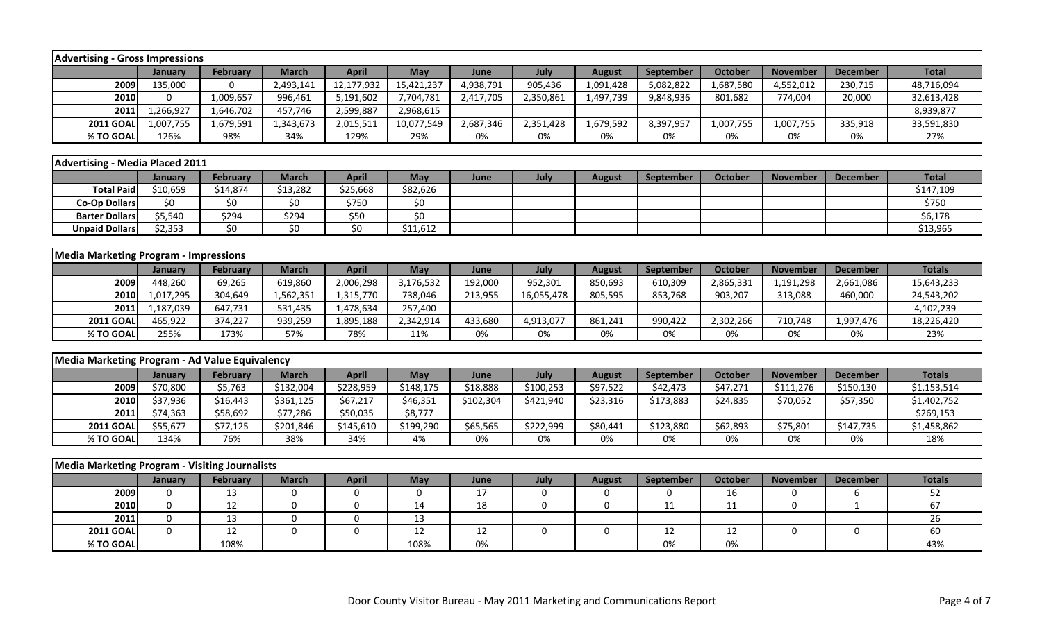| Advertising - Gross Impressions | | | | | | | | | | | | | |
|---|---|---|---|---|---|---|---|---|---|---|---|---|---|
| | January | February | March | April | May | June | July | August | September | October | November | December | Total |
| 2009 | 135,000 | 0 | 2,493,141 | 12,177,932 | 15,421,237 | 4,938,791 | 905,436 | 1,091,428 | 5,082,822 | 1,687,580 | 4,552,012 | 230,715 | 48,716,094 |
| 2010 | 0 | 1,009,657 | 996,461 | 5,191,602 | 7,704,781 | 2,417,705 | 2,350,861 | 1,497,739 | 9,848,936 | 801,682 | 774,004 | 20,000 | 32,613,428 |
| 2011 | 1,266,927 | 1,646,702 | 457,746 | 2,599,887 | 2,968,615 | | | | | | | | 8,939,877 |
| 2011 GOAL | 1,007,755 | 1,679,591 | 1,343,673 | 2,015,511 | 10,077,549 | 2,687,346 | 2,351,428 | 1,679,592 | 8,397,957 | 1,007,755 | 1,007,755 | 335,918 | 33,591,830 |
| % TO GOAL | 126% | 98% | 34% | 129% | 29% | 0% | 0% | 0% | 0% | 0% | 0% | 0% | 27% |

| Advertising - Media Placed 2011 | | | | | | | | | | | | | |
|---|---|---|---|---|---|---|---|---|---|---|---|---|---|
| | January | February | March | April | May | June | July | August | September | October | November | December | Total |
| Total Paid | $10,659 | $14,874 | $13,282 | $25,668 | $82,626 | | | | | | | | $147,109 |
| Co-Op Dollars | $0 | $0 | $0 | $750 | $0 | | | | | | | | $750 |
| Barter Dollars | $5,540 | $294 | $294 | $50 | $0 | | | | | | | | $6,178 |
| Unpaid Dollars | $2,353 | $0 | $0 | $0 | $11,612 | | | | | | | | $13,965 |

| Media Marketing Program - Impressions | | | | | | | | | | | | | |
|---|---|---|---|---|---|---|---|---|---|---|---|---|---|
| | January | February | March | April | May | June | July | August | September | October | November | December | Totals |
| 2009 | 448,260 | 69,265 | 619,860 | 2,006,298 | 3,176,532 | 192,000 | 952,301 | 850,693 | 610,309 | 2,865,331 | 1,191,298 | 2,661,086 | 15,643,233 |
| 2010 | 1,017,295 | 304,649 | 1,562,351 | 1,315,770 | 738,046 | 213,955 | 16,055,478 | 805,595 | 853,768 | 903,207 | 313,088 | 460,000 | 24,543,202 |
| 2011 | 1,187,039 | 647,731 | 531,435 | 1,478,634 | 257,400 | | | | | | | | 4,102,239 |
| 2011 GOAL | 465,922 | 374,227 | 939,259 | 1,895,188 | 2,342,914 | 433,680 | 4,913,077 | 861,241 | 990,422 | 2,302,266 | 710,748 | 1,997,476 | 18,226,420 |
| % TO GOAL | 255% | 173% | 57% | 78% | 11% | 0% | 0% | 0% | 0% | 0% | 0% | 0% | 23% |

| Media Marketing Program - Ad Value Equivalency | | | | | | | | | | | | | |
|---|---|---|---|---|---|---|---|---|---|---|---|---|---|
| | January | February | March | April | May | June | July | August | September | October | November | December | Totals |
| 2009 | $70,800 | $5,763 | $132,004 | $228,959 | $148,175 | $18,888 | $100,253 | $97,522 | $42,473 | $47,271 | $111,276 | $150,130 | $1,153,514 |
| 2010 | $37,936 | $16,443 | $361,125 | $67,217 | $46,351 | $102,304 | $421,940 | $23,316 | $173,883 | $24,835 | $70,052 | $57,350 | $1,402,752 |
| 2011 | $74,363 | $58,692 | $77,286 | $50,035 | $8,777 | | | | | | | | $269,153 |
| 2011 GOAL | $55,677 | $77,125 | $201,846 | $145,610 | $199,290 | $65,565 | $222,999 | $80,441 | $123,880 | $62,893 | $75,801 | $147,735 | $1,458,862 |
| % TO GOAL | 134% | 76% | 38% | 34% | 4% | 0% | 0% | 0% | 0% | 0% | 0% | 0% | 18% |

| Media Marketing Program - Visiting Journalists | | | | | | | | | | | | | |
|---|---|---|---|---|---|---|---|---|---|---|---|---|---|
| | January | February | March | April | May | June | July | August | September | October | November | December | Totals |
| 2009 | 0 | 13 | 0 | 0 | 0 | 17 | 0 | 0 | 0 | 16 | 0 | 6 | 52 |
| 2010 | 0 | 12 | 0 | 0 | 14 | 18 | 0 | 0 | 11 | 11 | 0 | 1 | 67 |
| 2011 | 0 | 13 | 0 | 0 | 13 | | | | | | | | 26 |
| 2011 GOAL | 0 | 12 | 0 | 0 | 12 | 12 | 0 | 0 | 12 | 12 | 0 | 0 | 60 |
| % TO GOAL | | 108% | | | 108% | 0% | | | 0% | 0% | | | 43% |

Door County Visitor Bureau - May 2011 Marketing and Communications Report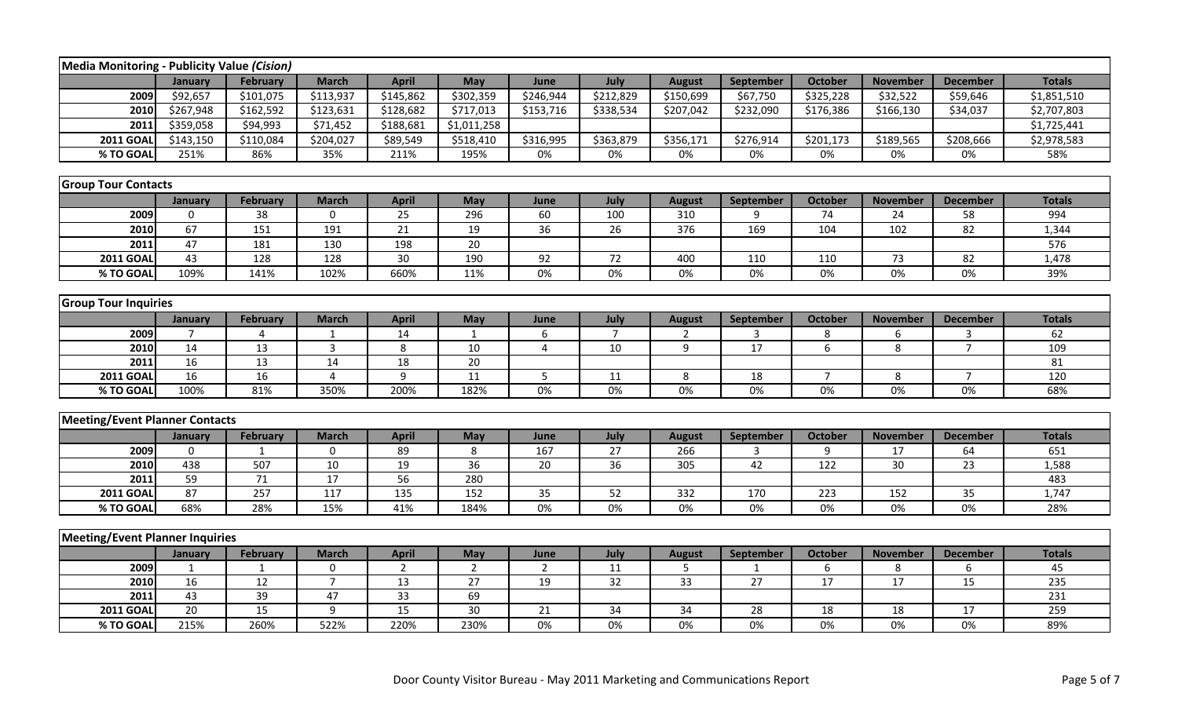| Media Monitoring - Publicity Value *(Cision)* | | | | | | | | | | | | | |
|---|---|---|---|---|---|---|---|---|---|---|---|---|---|
| | January | February | March | April | May | June | July | August | September | October | November | December | Totals |
| 2009 | $92,657 | $101,075 | $113,937 | $145,862 | $302,359 | $246,944 | $212,829 | $150,699 | $67,750 | $325,228 | $32,522 | $59,646 | $1,851,510 |
| 2010 | $267,948 | $162,592 | $123,631 | $128,682 | $717,013 | $153,716 | $338,534 | $207,042 | $232,090 | $176,386 | $166,130 | $34,037 | $2,707,803 |
| 2011 | $359,058 | $94,993 | $71,452 | $188,681 | $1,011,258 | | | | | | | | $1,725,441 |
| 2011 GOAL | $143,150 | $110,084 | $204,027 | $89,549 | $518,410 | $316,995 | $363,879 | $356,171 | $276,914 | $201,173 | $189,565 | $208,666 | $2,978,583 |
| % TO GOAL | 251% | 86% | 35% | 211% | 195% | 0% | 0% | 0% | 0% | 0% | 0% | 0% | 58% |

| Group Tour Contacts | | | | | | | | | | | | | |
|---|---|---|---|---|---|---|---|---|---|---|---|---|---|
| | January | February | March | April | May | June | July | August | September | October | November | December | Totals |
| 2009 | 0 | 38 | 0 | 25 | 296 | 60 | 100 | 310 | 9 | 74 | 24 | 58 | 994 |
| 2010 | 67 | 151 | 191 | 21 | 19 | 36 | 26 | 376 | 169 | 104 | 102 | 82 | 1,344 |
| 2011 | 47 | 181 | 130 | 198 | 20 | | | | | | | | 576 |
| 2011 GOAL | 43 | 128 | 128 | 30 | 190 | 92 | 72 | 400 | 110 | 110 | 73 | 82 | 1,478 |
| % TO GOAL | 109% | 141% | 102% | 660% | 11% | 0% | 0% | 0% | 0% | 0% | 0% | 0% | 39% |

| Group Tour Inquiries | | | | | | | | | | | | | |
|---|---|---|---|---|---|---|---|---|---|---|---|---|---|
| | January | February | March | April | May | June | July | August | September | October | November | December | Totals |
| 2009 | 7 | 4 | 1 | 14 | 1 | 6 | 7 | 2 | 3 | 8 | 6 | 3 | 62 |
| 2010 | 14 | 13 | 3 | 8 | 10 | 4 | 10 | 9 | 17 | 6 | 8 | 7 | 109 |
| 2011 | 16 | 13 | 14 | 18 | 20 | | | | | | | | 81 |
| 2011 GOAL | 16 | 16 | 4 | 9 | 11 | 5 | 11 | 8 | 18 | 7 | 8 | 7 | 120 |
| % TO GOAL | 100% | 81% | 350% | 200% | 182% | 0% | 0% | 0% | 0% | 0% | 0% | 0% | 68% |

| Meeting/Event Planner Contacts | | | | | | | | | | | | | |
|---|---|---|---|---|---|---|---|---|---|---|---|---|---|
| | January | February | March | April | May | June | July | August | September | October | November | December | Totals |
| 2009 | 0 | 1 | 0 | 89 | 8 | 167 | 27 | 266 | 3 | 9 | 17 | 64 | 651 |
| 2010 | 438 | 507 | 10 | 19 | 36 | 20 | 36 | 305 | 42 | 122 | 30 | 23 | 1,588 |
| 2011 | 59 | 71 | 17 | 56 | 280 | | | | | | | | 483 |
| 2011 GOAL | 87 | 257 | 117 | 135 | 152 | 35 | 52 | 332 | 170 | 223 | 152 | 35 | 1,747 |
| % TO GOAL | 68% | 28% | 15% | 41% | 184% | 0% | 0% | 0% | 0% | 0% | 0% | 0% | 28% |

| Meeting/Event Planner Inquiries | | | | | | | | | | | | | |
|---|---|---|---|---|---|---|---|---|---|---|---|---|---|
| | January | February | March | April | May | June | July | August | September | October | November | December | Totals |
| 2009 | 1 | 1 | 0 | 2 | 2 | 2 | 11 | 5 | 1 | 6 | 8 | 6 | 45 |
| 2010 | 16 | 12 | 7 | 13 | 27 | 19 | 32 | 33 | 27 | 17 | 17 | 15 | 235 |
| 2011 | 43 | 39 | 47 | 33 | 69 | | | | | | | | 231 |
| 2011 GOAL | 20 | 15 | 9 | 15 | 30 | 21 | 34 | 34 | 28 | 18 | 18 | 17 | 259 |
| % TO GOAL | 215% | 260% | 522% | 220% | 230% | 0% | 0% | 0% | 0% | 0% | 0% | 0% | 89% |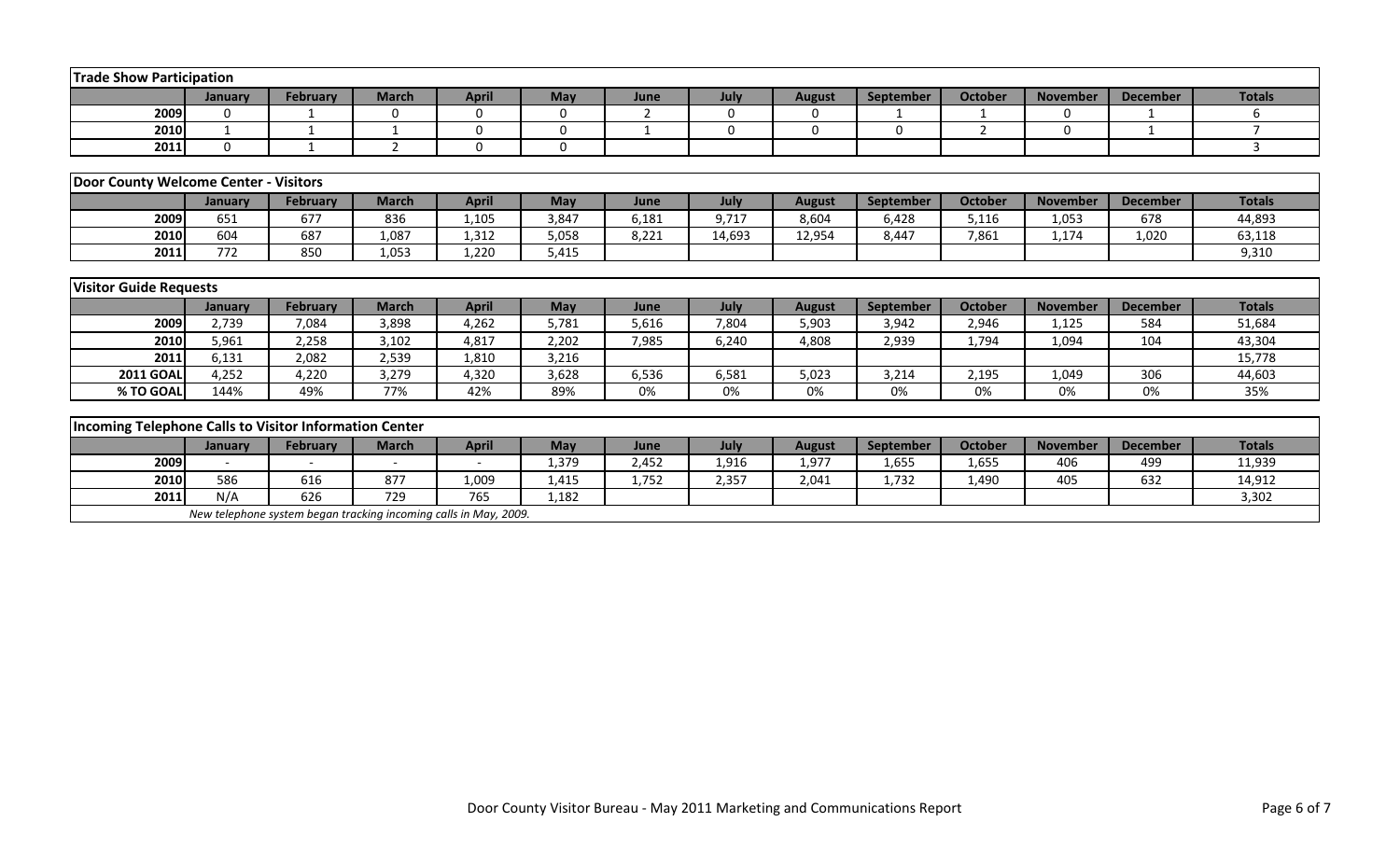| Trade Show Participation | | | | | | | | | | | | | |
|---|---|---|---|---|---|---|---|---|---|---|---|---|---|
| | January | February | March | April | May | June | July | August | September | October | November | December | Totals |
| 2009 | 0 | 1 | 0 | 0 | 0 | 2 | 0 | 0 | 1 | 1 | 0 | 1 | 6 |
| 2010 | 1 | 1 | 1 | 0 | 0 | 1 | 0 | 0 | 0 | 2 | 0 | 1 | 7 |
| 2011 | 0 | 1 | 2 | 0 | 0 | | | | | | | | 3 |

| Door County Welcome Center - Visitors | | | | | | | | | | | | | |
|---|---|---|---|---|---|---|---|---|---|---|---|---|---|
| | January | February | March | April | May | June | July | August | September | October | November | December | Totals |
| 2009 | 651 | 677 | 836 | 1,105 | 3,847 | 6,181 | 9,717 | 8,604 | 6,428 | 5,116 | 1,053 | 678 | 44,893 |
| 2010 | 604 | 687 | 1,087 | 1,312 | 5,058 | 8,221 | 14,693 | 12,954 | 8,447 | 7,861 | 1,174 | 1,020 | 63,118 |
| 2011 | 772 | 850 | 1,053 | 1,220 | 5,415 | | | | | | | | 9,310 |

| Visitor Guide Requests | | | | | | | | | | | | | |
|---|---|---|---|---|---|---|---|---|---|---|---|---|---|
| | January | February | March | April | May | June | July | August | September | October | November | December | Totals |
| 2009 | 2,739 | 7,084 | 3,898 | 4,262 | 5,781 | 5,616 | 7,804 | 5,903 | 3,942 | 2,946 | 1,125 | 584 | 51,684 |
| 2010 | 5,961 | 2,258 | 3,102 | 4,817 | 2,202 | 7,985 | 6,240 | 4,808 | 2,939 | 1,794 | 1,094 | 104 | 43,304 |
| 2011 | 6,131 | 2,082 | 2,539 | 1,810 | 3,216 | | | | | | | | 15,778 |
| 2011 GOAL | 4,252 | 4,220 | 3,279 | 4,320 | 3,628 | 6,536 | 6,581 | 5,023 | 3,214 | 2,195 | 1,049 | 306 | 44,603 |
| % TO GOAL | 144% | 49% | 77% | 42% | 89% | 0% | 0% | 0% | 0% | 0% | 0% | 0% | 35% |

| Incoming Telephone Calls to Visitor Information Center | | | | | | | | | | | | | |
|---|---|---|---|---|---|---|---|---|---|---|---|---|---|
| | January | February | March | April | May | June | July | August | September | October | November | December | Totals |
| 2009 | - | - | - | - | 1,379 | 2,452 | 1,916 | 1,977 | 1,655 | 1,655 | 406 | 499 | 11,939 |
| 2010 | 586 | 616 | 877 | 1,009 | 1,415 | 1,752 | 2,357 | 2,041 | 1,732 | 1,490 | 405 | 632 | 14,912 |
| 2011 | N/A | 626 | 729 | 765 | 1,182 | | | | | | | | 3,302 |

*New telephone system began tracking incoming calls in May, 2009.*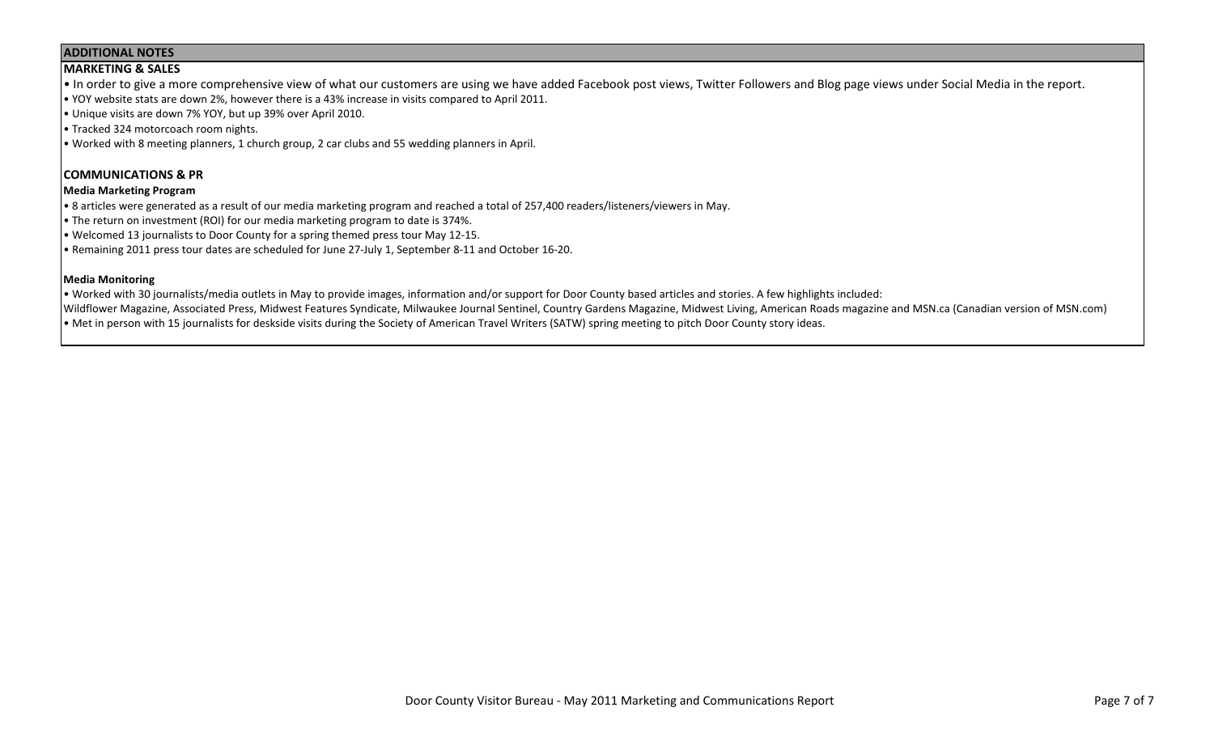## ADDITIONAL NOTES

### MARKETING & SALES

- In order to give a more comprehensive view of what our customers are using we have added Facebook post views, Twitter Followers and Blog page views under Social Media in the report.
- YOY website stats are down 2%, however there is a 43% increase in visits compared to April 2011.
- Unique visits are down 7% YOY, but up 39% over April 2010.
- Tracked 324 motorcoach room nights.
- Worked with 8 meeting planners, 1 church group, 2 car clubs and 55 wedding planners in April.

### COMMUNICATIONS & PR

**Media Marketing Program**

- 8 articles were generated as a result of our media marketing program and reached a total of 257,400 readers/listeners/viewers in May.
- The return on investment (ROI) for our media marketing program to date is 374%.
- Welcomed 13 journalists to Door County for a spring themed press tour May 12-15.
- Remaining 2011 press tour dates are scheduled for June 27-July 1, September 8-11 and October 16-20.

**Media Monitoring**

- Worked with 30 journalists/media outlets in May to provide images, information and/or support for Door County based articles and stories. A few highlights included:
Wildflower Magazine, Associated Press, Midwest Features Syndicate, Milwaukee Journal Sentinel, Country Gardens Magazine, Midwest Living, American Roads magazine and MSN.ca (Canadian version of MSN.com)
- Met in person with 15 journalists for deskside visits during the Society of American Travel Writers (SATW) spring meeting to pitch Door County story ideas.